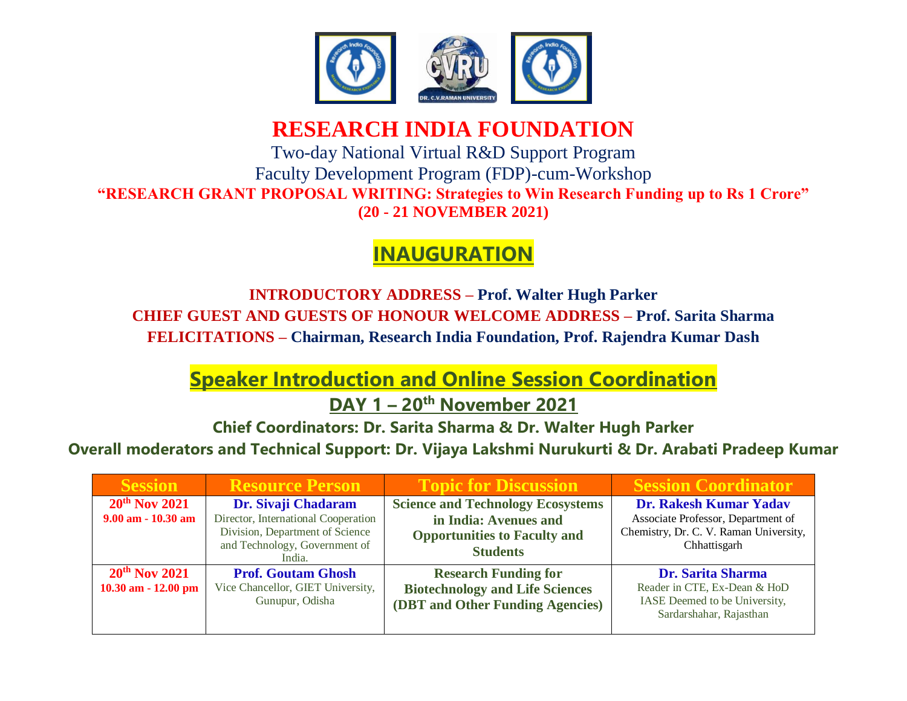# RESEARCH INDIA FOUNDATION

Two-day National Virtual R&D Support Program

Faculty Development Program (FDP)-cum-Workshop

**"RESEARCH GRANT PROPOSAL WRITING: Strategies to Win Research Funding up to Rs 1 Crore"**

**(20 - 21 NOVEMBER 2021)**

## INAUGURATION

**INTRODUCTORY ADDRESS – Prof. Walter Hugh Parker**

**CHIEF GUEST AND GUESTS OF HONOUR WELCOME ADDRESS – Prof. Sarita Sharma**

**FELICITATIONS – Chairman, Research India Foundation, Prof. Rajendra Kumar Dash**

## Speaker Introduction and Online Session Coordination

### DAY 1 – 20th November 2021

**Chief Coordinators: Dr. Sarita Sharma & Dr. Walter Hugh Parker**

**Overall moderators and Technical Support: Dr. Vijaya Lakshmi Nurukurti & Dr. Arabati Pradeep Kumar**

| Session | Resource Person | Topic for Discussion | Session Coordinator |
|---|---|---|---|
| **20th Nov 2021** **9.00 am - 10.30 am** | **Dr. Sivaji Chadaram** Director, International Cooperation Division, Department of Science and Technology, Government of India. | **Science and Technology Ecosystems in India: Avenues and Opportunities to Faculty and Students** | **Dr. Rakesh Kumar Yadav** Associate Professor, Department of Chemistry, Dr. C. V. Raman University, Chhattisgarh |
| **20th Nov 2021** **10.30 am - 12.00 pm** | **Prof. Goutam Ghosh** Vice Chancellor, GIET University, Gunupur, Odisha | **Research Funding for Biotechnology and Life Sciences (DBT and Other Funding Agencies)** | **Dr. Sarita Sharma** Reader in CTE, Ex-Dean & HoD IASE Deemed to be University, Sardarshahar, Rajasthan |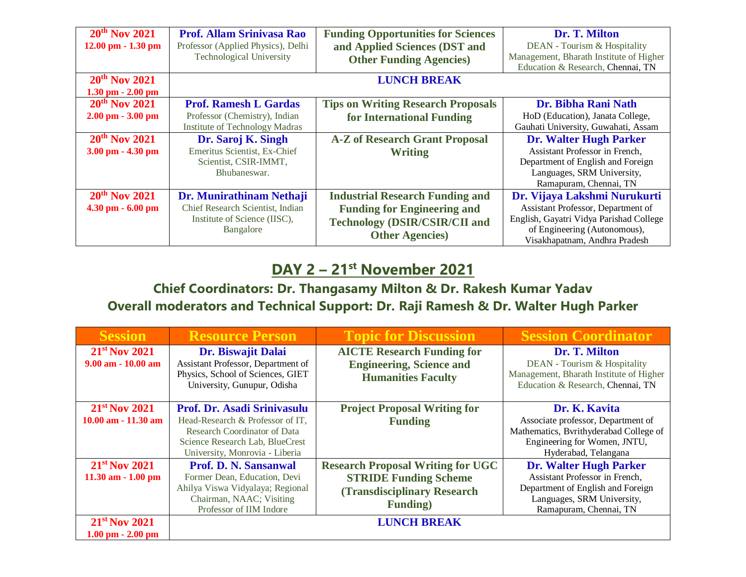| Session | Resource Person | Topic for Discussion | Session Coordinator |
|---|---|---|---|
| **20th Nov 2021** **12.00 pm - 1.30 pm** | **Prof. Allam Srinivasa Rao** Professor (Applied Physics), Delhi Technological University | **Funding Opportunities for Sciences and Applied Sciences (DST and Other Funding Agencies)** | **Dr. T. Milton** DEAN - Tourism & Hospitality Management, Bharath Institute of Higher Education & Research, Chennai, TN |
| **20th Nov 2021** **1.30 pm - 2.00 pm** | **LUNCH BREAK** | | |
| **20th Nov 2021** **2.00 pm - 3.00 pm** | **Prof. Ramesh L Gardas** Professor (Chemistry), Indian Institute of Technology Madras | **Tips on Writing Research Proposals for International Funding** | **Dr. Bibha Rani Nath** HoD (Education), Janata College, Gauhati University, Guwahati, Assam |
| **20th Nov 2021** **3.00 pm - 4.30 pm** | **Dr. Saroj K. Singh** Emeritus Scientist, Ex-Chief Scientist, CSIR-IMMT, Bhubaneswar. | **A-Z of Research Grant Proposal Writing** | **Dr. Walter Hugh Parker** Assistant Professor in French, Department of English and Foreign Languages, SRM University, Ramapuram, Chennai, TN |
| **20th Nov 2021** **4.30 pm - 6.00 pm** | **Dr. Munirathinam Nethaji** Chief Research Scientist, Indian Institute of Science (IISC), Bangalore | **Industrial Research Funding and Funding for Engineering and Technology (DSIR/CSIR/CII and Other Agencies)** | **Dr. Vijaya Lakshmi Nurukurti** Assistant Professor, Department of English, Gayatri Vidya Parishad College of Engineering (Autonomous), Visakhapatnam, Andhra Pradesh |

## DAY 2 – 21st November 2021

### Chief Coordinators: Dr. Thangasamy Milton & Dr. Rakesh Kumar Yadav

### Overall moderators and Technical Support: Dr. Raji Ramesh & Dr. Walter Hugh Parker

| Session | Resource Person | Topic for Discussion | Session Coordinator |
|---|---|---|---|
| **21st Nov 2021** **9.00 am - 10.00 am** | **Dr. Biswajit Dalai** Assistant Professor, Department of Physics, School of Sciences, GIET University, Gunupur, Odisha | **AICTE Research Funding for Engineering, Science and Humanities Faculty** | **Dr. T. Milton** DEAN - Tourism & Hospitality Management, Bharath Institute of Higher Education & Research, Chennai, TN |
| **21st Nov 2021** **10.00 am - 11.30 am** | **Prof. Dr. Asadi Srinivasulu** Head-Research & Professor of IT, Research Coordinator of Data Science Research Lab, BlueCrest University, Monrovia - Liberia | **Project Proposal Writing for Funding** | **Dr. K. Kavita** Associate professor, Department of Mathematics, Bvrithyderabad College of Engineering for Women, JNTU, Hyderabad, Telangana |
| **21st Nov 2021** **11.30 am - 1.00 pm** | **Prof. D. N. Sansanwal** Former Dean, Education, Devi Ahilya Viswa Vidyalaya; Regional Chairman, NAAC; Visiting Professor of IIM Indore | **Research Proposal Writing for UGC STRIDE Funding Scheme (Transdisciplinary Research Funding)** | **Dr. Walter Hugh Parker** Assistant Professor in French, Department of English and Foreign Languages, SRM University, Ramapuram, Chennai, TN |
| **21st Nov 2021** **1.00 pm - 2.00 pm** | **LUNCH BREAK** | | |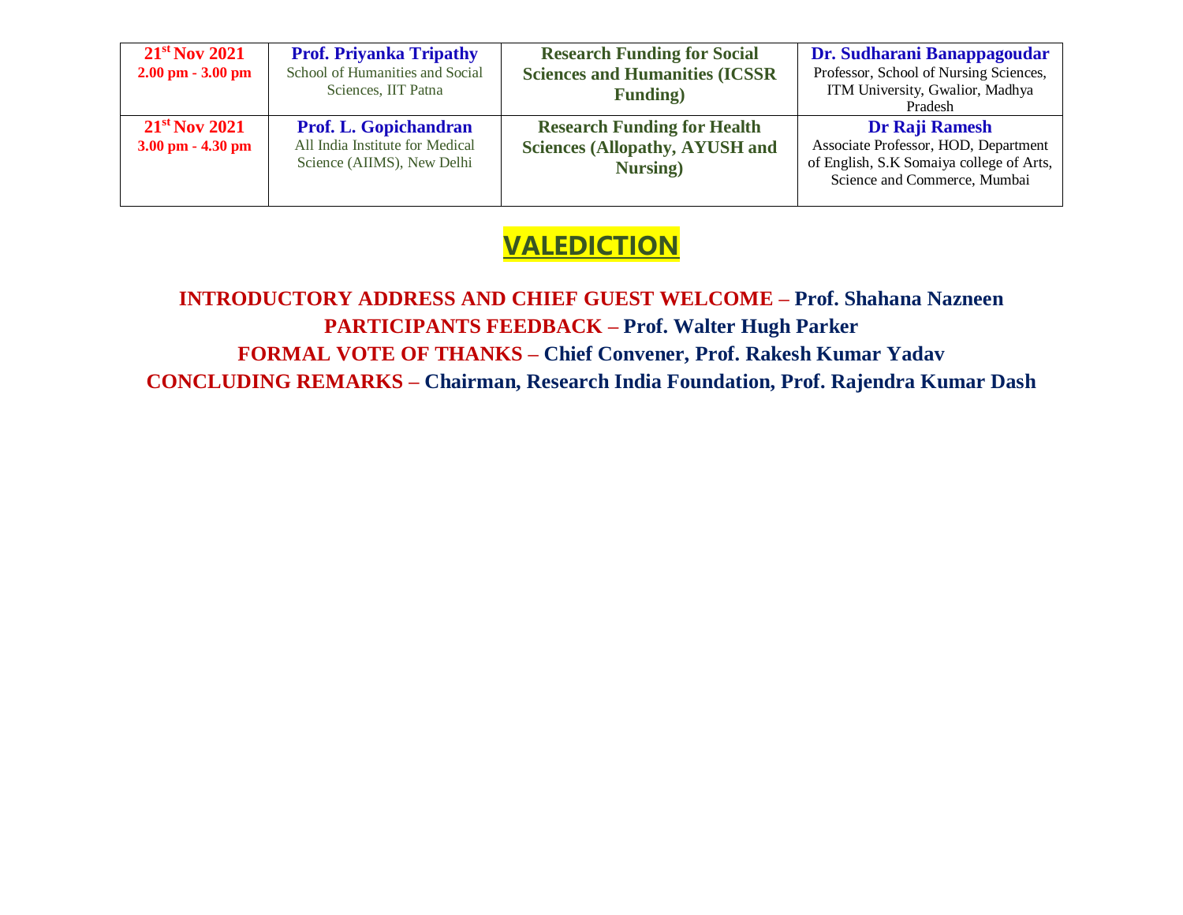| | | | |
|---|---|---|---|
| **21st Nov 2021**<br>**2.00 pm - 3.00 pm** | **Prof. Priyanka Tripathy**<br>School of Humanities and Social Sciences, IIT Patna | **Research Funding for Social Sciences and Humanities (ICSSR Funding)** | **Dr. Sudharani Banappagoudar**<br>Professor, School of Nursing Sciences, ITM University, Gwalior, Madhya Pradesh |
| **21st Nov 2021**<br>**3.00 pm - 4.30 pm** | **Prof. L. Gopichandran**<br>All India Institute for Medical Science (AIIMS), New Delhi | **Research Funding for Health Sciences (Allopathy, AYUSH and Nursing)** | **Dr Raji Ramesh**<br>Associate Professor, HOD, Department of English, S.K Somaiya college of Arts, Science and Commerce, Mumbai |

# VALEDICTION

**INTRODUCTORY ADDRESS AND CHIEF GUEST WELCOME – Prof. Shahana Nazneen**

**PARTICIPANTS FEEDBACK – Prof. Walter Hugh Parker**

**FORMAL VOTE OF THANKS – Chief Convener, Prof. Rakesh Kumar Yadav**

**CONCLUDING REMARKS – Chairman, Research India Foundation, Prof. Rajendra Kumar Dash**